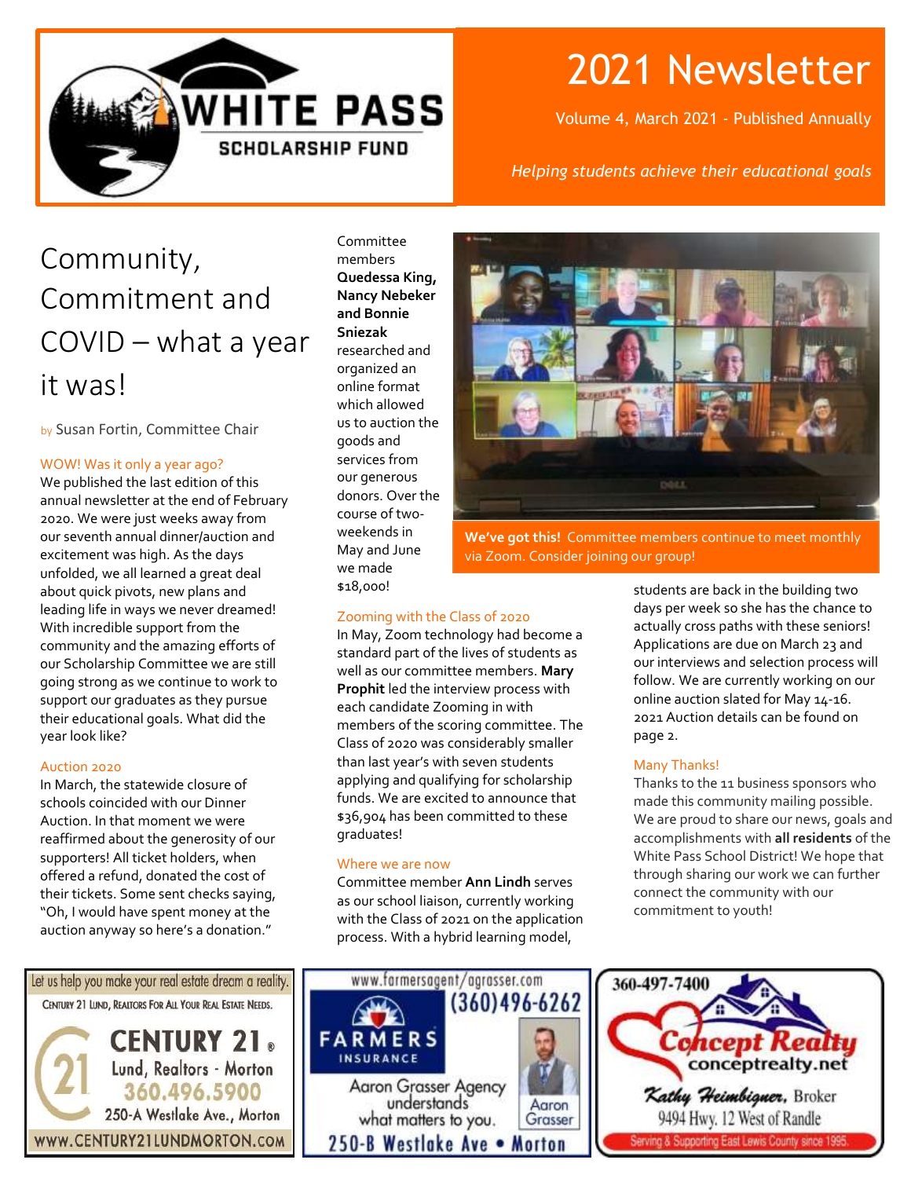# WHITE PASS SCHOLARSHIP FUND

# 2021 Newsletter

Volume 4, March 2021 - Published Annually

*Helping students achieve their educational goals*

## Community, Commitment and COVID – what a year it was!

by Susan Fortin, Committee Chair

### WOW! Was it only a year ago?

We published the last edition of this annual newsletter at the end of February 2020. We were just weeks away from our seventh annual dinner/auction and excitement was high. As the days unfolded, we all learned a great deal about quick pivots, new plans and leading life in ways we never dreamed! With incredible support from the community and the amazing efforts of our Scholarship Committee we are still going strong as we continue to work to support our graduates as they pursue their educational goals. What did the year look like?

### Auction 2020

In March, the statewide closure of schools coincided with our Dinner Auction. In that moment we were reaffirmed about the generosity of our supporters! All ticket holders, when offered a refund, donated the cost of their tickets. Some sent checks saying, "Oh, I would have spent money at the auction anyway so here's a donation."

Committee members **Quedessa King, Nancy Nebeker and Bonnie Sniezak** researched and organized an online format which allowed us to auction the goods and services from our generous donors. Over the course of two-weekends in May and June we made $18,000!

**We've got this!** Committee members continue to meet monthly via Zoom. Consider joining our group!

### Zooming with the Class of 2020

In May, Zoom technology had become a standard part of the lives of students as well as our committee members. **Mary Prophit** led the interview process with each candidate Zooming in with members of the scoring committee. The Class of 2020 was considerably smaller than last year's with seven students applying and qualifying for scholarship funds. We are excited to announce that $36,904 has been committed to these graduates!

### Where we are now

Committee member **Ann Lindh** serves as our school liaison, currently working with the Class of 2021 on the application process. With a hybrid learning model, students are back in the building two days per week so she has the chance to actually cross paths with these seniors! Applications are due on March 23 and our interviews and selection process will follow. We are currently working on our online auction slated for May 14-16. 2021 Auction details can be found on page 2.

### Many Thanks!

Thanks to the 11 business sponsors who made this community mailing possible. We are proud to share our news, goals and accomplishments with **all residents** of the White Pass School District! We hope that through sharing our work we can further connect the community with our commitment to youth!

---

Let us help you make your real estate dream a reality.
CENTURY 21 LUND, REALTORS FOR ALL YOUR REAL ESTATE NEEDS.
**CENTURY 21®**
Lund, Realtors - Morton
360.496.5900
250-A Westlake Ave., Morton
WWW.CENTURY21LUNDMORTON.COM

---

www.farmersagent/agrasser.com
(360)496-6262
**FARMERS INSURANCE**
Aaron Grasser Agency understands what matters to you.
Aaron Grasser
250-B Westlake Ave • Morton

---

360-497-7400
**Concept Realty**
conceptrealty.net
*Kathy Heimbigner*, Broker
9494 Hwy. 12 West of Randle
Serving & Supporting East Lewis County since 1995.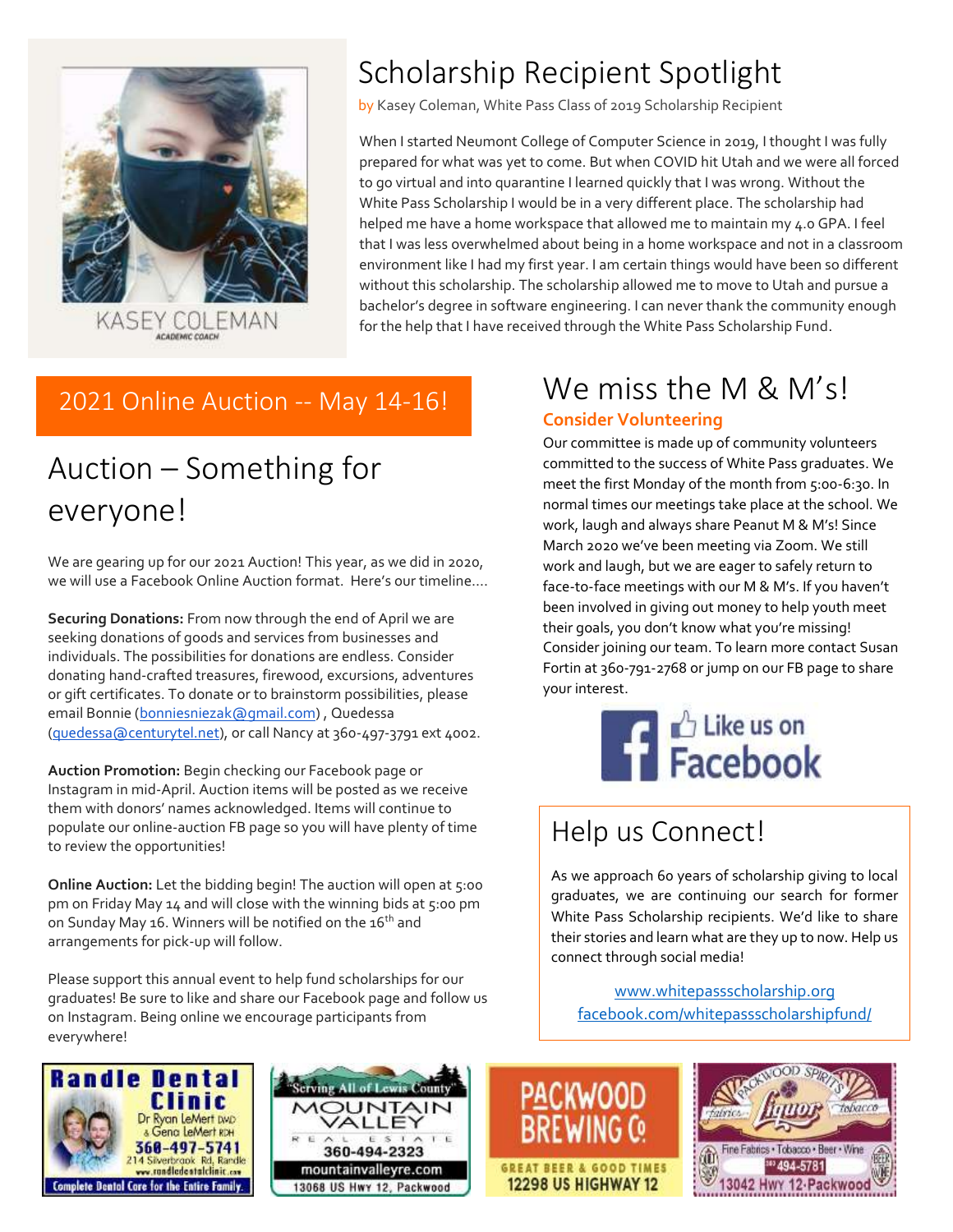KASEY COLEMAN
ACADEMIC COACH

# Scholarship Recipient Spotlight

by Kasey Coleman, White Pass Class of 2019 Scholarship Recipient

When I started Neumont College of Computer Science in 2019, I thought I was fully prepared for what was yet to come. But when COVID hit Utah and we were all forced to go virtual and into quarantine I learned quickly that I was wrong. Without the White Pass Scholarship I would be in a very different place. The scholarship had helped me have a home workspace that allowed me to maintain my 4.0 GPA. I feel that I was less overwhelmed about being in a home workspace and not in a classroom environment like I had my first year. I am certain things would have been so different without this scholarship. The scholarship allowed me to move to Utah and pursue a bachelor's degree in software engineering. I can never thank the community enough for the help that I have received through the White Pass Scholarship Fund.

## 2021 Online Auction -- May 14-16!

# Auction – Something for everyone!

We are gearing up for our 2021 Auction! This year, as we did in 2020, we will use a Facebook Online Auction format. Here's our timeline….

**Securing Donations:** From now through the end of April we are seeking donations of goods and services from businesses and individuals. The possibilities for donations are endless. Consider donating hand-crafted treasures, firewood, excursions, adventures or gift certificates. To donate or to brainstorm possibilities, please email Bonnie (bonniesniezak@gmail.com) , Quedessa (quedessa@centurytel.net), or call Nancy at 360-497-3791 ext 4002.

**Auction Promotion:** Begin checking our Facebook page or Instagram in mid-April. Auction items will be posted as we receive them with donors' names acknowledged. Items will continue to populate our online-auction FB page so you will have plenty of time to review the opportunities!

**Online Auction:** Let the bidding begin! The auction will open at 5:00 pm on Friday May 14 and will close with the winning bids at 5:00 pm on Sunday May 16. Winners will be notified on the 16th and arrangements for pick-up will follow.

Please support this annual event to help fund scholarships for our graduates! Be sure to like and share our Facebook page and follow us on Instagram. Being online we encourage participants from everywhere!

# We miss the M & M's!

### Consider Volunteering

Our committee is made up of community volunteers committed to the success of White Pass graduates. We meet the first Monday of the month from 5:00-6:30. In normal times our meetings take place at the school. We work, laugh and always share Peanut M & M's! Since March 2020 we've been meeting via Zoom. We still work and laugh, but we are eager to safely return to face-to-face meetings with our M & M's. If you haven't been involved in giving out money to help youth meet their goals, you don't know what you're missing! Consider joining our team. To learn more contact Susan Fortin at 360-791-2768 or jump on our FB page to share your interest.

Like us on Facebook

## Help us Connect!

As we approach 60 years of scholarship giving to local graduates, we are continuing our search for former White Pass Scholarship recipients. We'd like to share their stories and learn what are they up to now. Help us connect through social media!

www.whitepassscholarship.org
facebook.com/whitepassscholarshipfund/

Randle Dental Clinic — Dr Ryan LeMert DMD & Gena LeMert RDH — 360-497-5741 — 214 Silverbrook Rd, Randle — www.randledentalclinic.com — Complete Dental Care for the Entire Family.

"Serving All of Lewis County" Mountain Valley Real Estate — 360-494-2323 — mountainvalleyre.com — 13068 US Hwy 12, Packwood

Packwood Brewing Co — Great Beer & Good Times — 12298 US Highway 12

Packwood Spirits — Liquor — Fabrics — Tobacco — Fine Fabrics • Tobacco • Beer • Wine — 360 494-5781 — 13042 Hwy 12 Packwood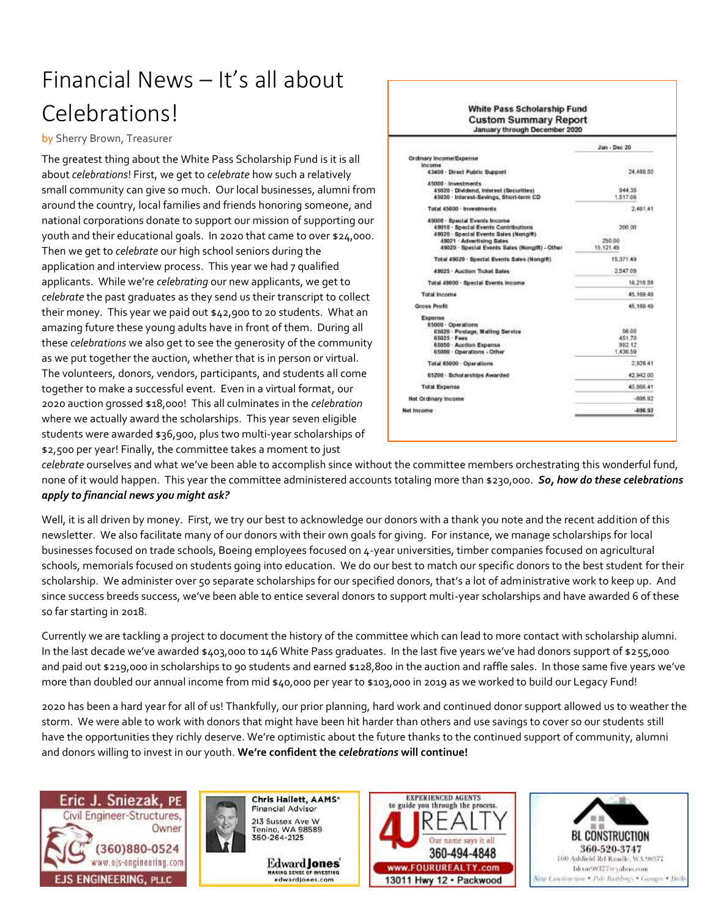# Financial News – It's all about Celebrations!

by Sherry Brown, Treasurer

The greatest thing about the White Pass Scholarship Fund is it is all about *celebrations*! First, we get to *celebrate* how such a relatively small community can give so much. Our local businesses, alumni from around the country, local families and friends honoring someone, and national corporations donate to support our mission of supporting our youth and their educational goals. In 2020 that came to over $24,000. Then we get to *celebrate* our high school seniors during the application and interview process. This year we had 7 qualified applicants. While we're *celebrating* our new applicants, we get to *celebrate* the past graduates as they send us their transcript to collect their money. This year we paid out $42,900 to 20 students. What an amazing future these young adults have in front of them. During all these *celebrations* we also get to see the generosity of the community as we put together the auction, whether that is in person or virtual. The volunteers, donors, vendors, participants, and students all come together to make a successful event. Even in a virtual format, our 2020 auction grossed $18,000! This all culminates in the *celebration* where we actually award the scholarships. This year seven eligible students were awarded $36,900, plus two multi-year scholarships of $2,500 per year! Finally, the committee takes a moment to just *celebrate* ourselves and what we've been able to accomplish since without the committee members orchestrating this wonderful fund, none of it would happen. This year the committee administered accounts totaling more than $230,000. ***So, how do these celebrations apply to financial news you might ask?***

**White Pass Scholarship Fund**
**Custom Summary Report**
January through December 2020

| | Jan - Dec 20 |
|---|---|
| Ordinary Income/Expense | |
| Income | |
| 43400 · Direct Public Support | 24,489.50 |
| 45000 · Investments | |
| 45020 · Dividend, Interest (Securities) | 944.35 |
| 45030 · Interest-Savings, Short-term CD | 1,517.06 |
| Total 45000 · Investments | 2,461.41 |
| 49000 · Special Events Income | |
| 49010 · Special Events Contributions | 300.00 |
| 49020 · Special Events Sales (Nongift) | |
| 49021 · Advertising Sales | 250.00 |
| 49020 · Special Events Sales (Nongift) - Other | 15,121.49 |
| Total 49020 · Special Events Sales (Nongift) | 15,371.49 |
| 49025 · Auction Ticket Sales | 2,547.09 |
| Total 49000 · Special Events Income | 18,218.58 |
| Total Income | 45,169.49 |
| Gross Profit | 45,169.49 |
| Expense | |
| 65000 · Operations | |
| 65020 · Postage, Mailing Service | 56.00 |
| 65025 · Fees | 451.70 |
| 65050 · Auction Expense | 982.12 |
| 65000 · Operations - Other | 1,436.59 |
| Total 65000 · Operations | 2,926.41 |
| 65200 · Scholarships Awarded | 42,942.00 |
| Total Expense | 45,868.41 |
| Net Ordinary Income | -698.92 |
| Net Income | -698.92 |

Well, it is all driven by money. First, we try our best to acknowledge our donors with a thank you note and the recent addition of this newsletter. We also facilitate many of our donors with their own goals for giving. For instance, we manage scholarships for local businesses focused on trade schools, Boeing employees focused on 4-year universities, timber companies focused on agricultural schools, memorials focused on students going into education. We do our best to match our specific donors to the best student for their scholarship. We administer over 50 separate scholarships for our specified donors, that's a lot of administrative work to keep up. And since success breeds success, we've been able to entice several donors to support multi-year scholarships and have awarded 6 of these so far starting in 2018.

Currently we are tackling a project to document the history of the committee which can lead to more contact with scholarship alumni. In the last decade we've awarded $403,000 to 146 White Pass graduates. In the last five years we've had donors support of $255,000 and paid out $219,000 in scholarships to 90 students and earned $128,800 in the auction and raffle sales. In those same five years we've more than doubled our annual income from mid $40,000 per year to $103,000 in 2019 as we worked to build our Legacy Fund!

2020 has been a hard year for all of us! Thankfully, our prior planning, hard work and continued donor support allowed us to weather the storm. We were able to work with donors that might have been hit harder than others and use savings to cover so our students still have the opportunities they richly deserve. We're optimistic about the future thanks to the continued support of community, alumni and donors willing to invest in our youth. **We're confident the *celebrations* will continue!**

Eric J. Sniezak, PE
Civil Engineer-Structures, Owner
(360)880-0524
www.ejs-engineering.com
EJS ENGINEERING, PLLC

Chris Hallett, AAMS®
Financial Advisor
213 Sussex Ave W
Tenino, WA 98589
360-264-2125
Edward Jones
MAKING SENSE OF INVESTING
edwardjones.com

EXPERIENCED AGENTS to guide you through the process.
4U REALTY
Our name says it all
360-494-4848
www.FOURUREALTY.com
13011 Hwy 12 • Packwood

BL CONSTRUCTION
360-520-3747
160 Ashfield Rd Randle, WA 98377
blcon98377@yahoo.com
New Construction • Pole Buildings • Garages • Decks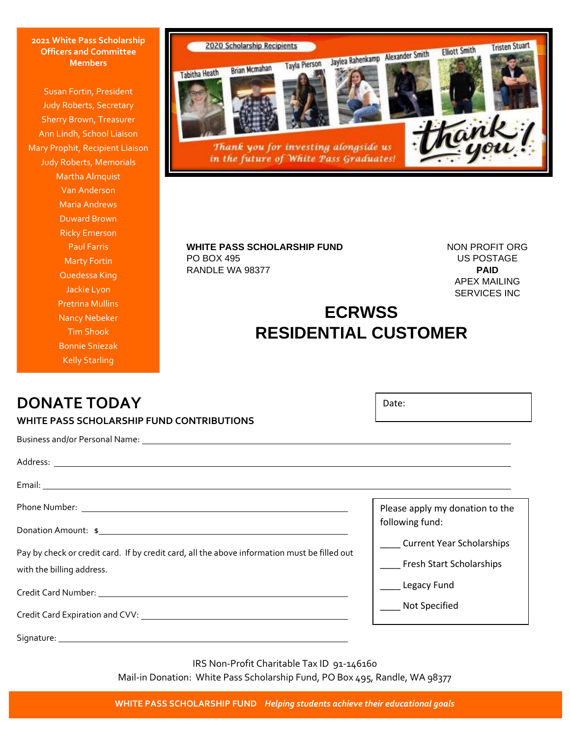**2021 White Pass Scholarship Officers and Committee Members**

Susan Fortin, President
Judy Roberts, Secretary
Sherry Brown, Treasurer
Ann Lindh, School Liaison
Mary Prophit, Recipient Liaison
Judy Roberts, Memorials
Martha Almquist
Van Anderson
Maria Andrews
Duward Brown
Ricky Emerson
Paul Farris
Marty Fortin
Quedessa King
Jackie Lyon
Pretrina Mullins
Nancy Nebeker
Tim Shook
Bonnie Sniezak
Kelly Starling

2020 Scholarship Recipients

Tabitha Heath, Brian Mcmahan, Tayla Pierson, Jaylea Rahenkamp, Alexander Smith, Elliott Smith, Tristen Stuart

*Thank you for investing alongside us in the future of White Pass Graduates!*

thank you!

**WHITE PASS SCHOLARSHIP FUND**
PO BOX 495
RANDLE WA 98377

NON PROFIT ORG
US POSTAGE
**PAID**
APEX MAILING SERVICES INC

**ECRWSS**
**RESIDENTIAL CUSTOMER**

# DONATE TODAY

**WHITE PASS SCHOLARSHIP FUND CONTRIBUTIONS**

Date:

Business and/or Personal Name: ______________________

Address: ______________________

Email: ______________________

Phone Number: ______________________

Donation Amount: $______________________

Pay by check or credit card. If by credit card, all the above information must be filled out with the billing address.

Credit Card Number: ______________________

Credit Card Expiration and CVV: ______________________

Signature: ______________________

Please apply my donation to the following fund:

____ Current Year Scholarships

____ Fresh Start Scholarships

____ Legacy Fund

____ Not Specified

IRS Non-Profit Charitable Tax ID 91-146160
Mail-in Donation: White Pass Scholarship Fund, PO Box 495, Randle, WA 98377

**WHITE PASS SCHOLARSHIP FUND** ***Helping students achieve their educational goals***